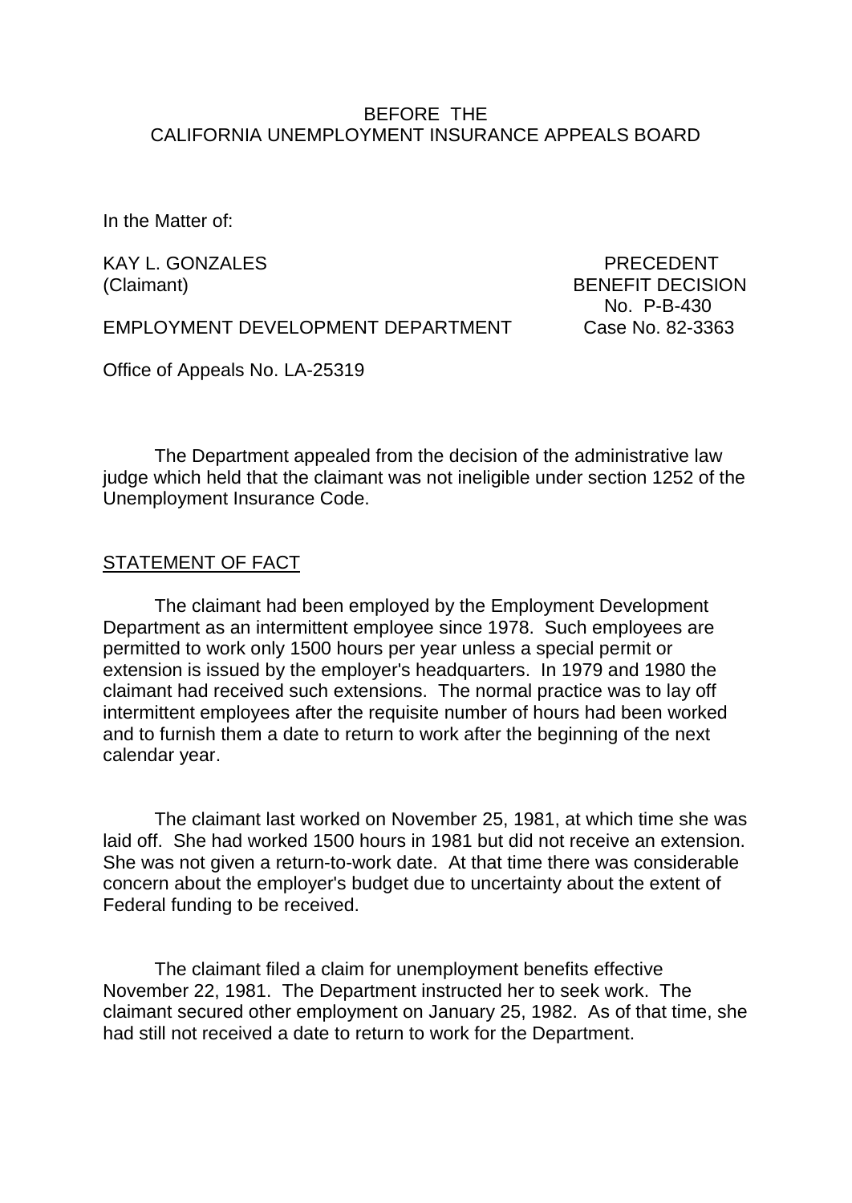BEFORE THE
CALIFORNIA UNEMPLOYMENT INSURANCE APPEALS BOARD

In the Matter of:

KAY L. GONZALES
(Claimant)

PRECEDENT
BENEFIT DECISION
No. P-B-430
Case No. 82-3363

EMPLOYMENT DEVELOPMENT DEPARTMENT

Office of Appeals No. LA-25319

The Department appealed from the decision of the administrative law judge which held that the claimant was not ineligible under section 1252 of the Unemployment Insurance Code.

## STATEMENT OF FACT

The claimant had been employed by the Employment Development Department as an intermittent employee since 1978. Such employees are permitted to work only 1500 hours per year unless a special permit or extension is issued by the employer's headquarters. In 1979 and 1980 the claimant had received such extensions. The normal practice was to lay off intermittent employees after the requisite number of hours had been worked and to furnish them a date to return to work after the beginning of the next calendar year.

The claimant last worked on November 25, 1981, at which time she was laid off. She had worked 1500 hours in 1981 but did not receive an extension. She was not given a return-to-work date. At that time there was considerable concern about the employer's budget due to uncertainty about the extent of Federal funding to be received.

The claimant filed a claim for unemployment benefits effective November 22, 1981. The Department instructed her to seek work. The claimant secured other employment on January 25, 1982. As of that time, she had still not received a date to return to work for the Department.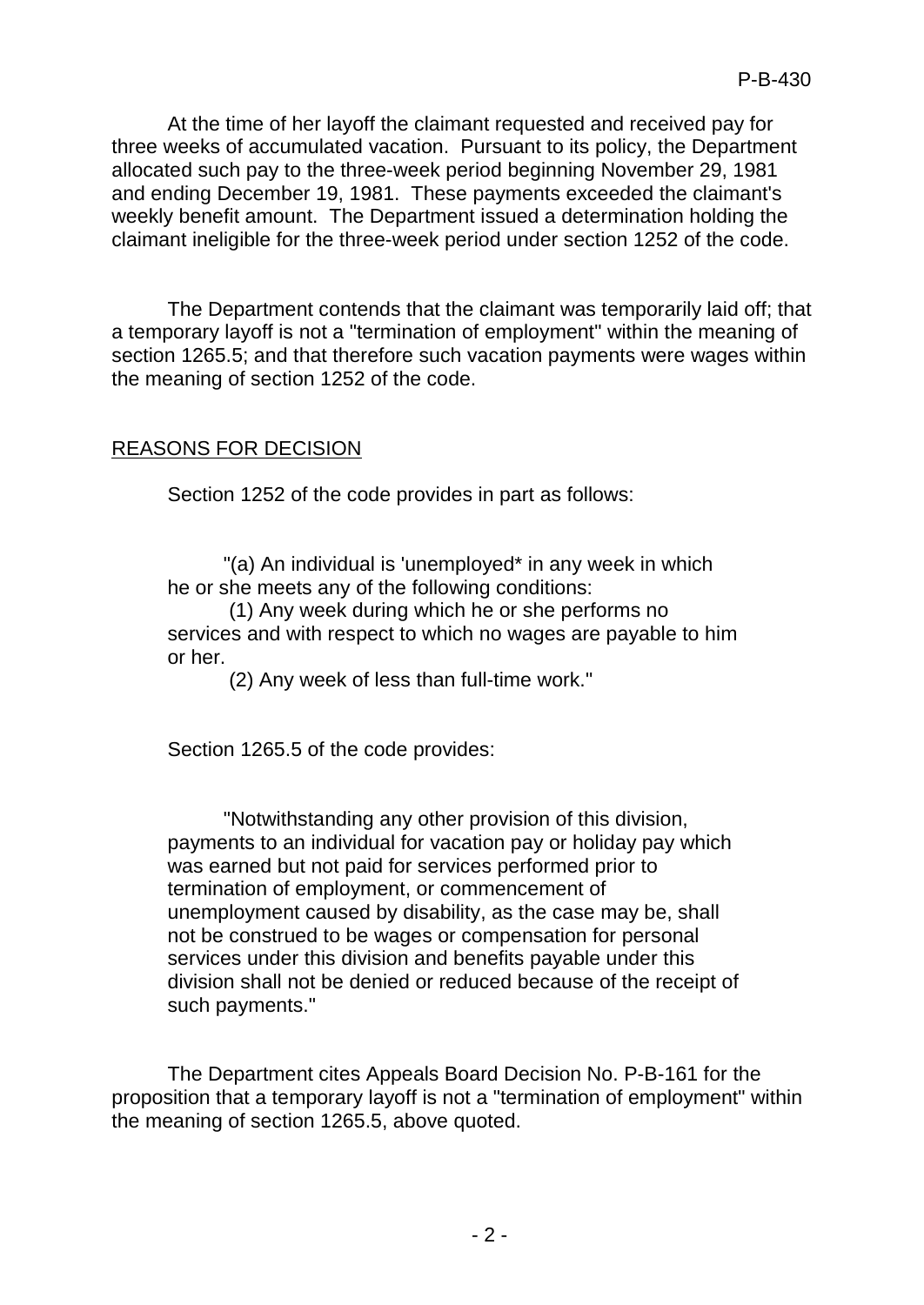At the time of her layoff the claimant requested and received pay for three weeks of accumulated vacation. Pursuant to its policy, the Department allocated such pay to the three-week period beginning November 29, 1981 and ending December 19, 1981. These payments exceeded the claimant's weekly benefit amount. The Department issued a determination holding the claimant ineligible for the three-week period under section 1252 of the code.

The Department contends that the claimant was temporarily laid off; that a temporary layoff is not a "termination of employment" within the meaning of section 1265.5; and that therefore such vacation payments were wages within the meaning of section 1252 of the code.

## REASONS FOR DECISION

Section 1252 of the code provides in part as follows:

> "(a) An individual is 'unemployed* in any week in which he or she meets any of the following conditions:
>
> (1) Any week during which he or she performs no services and with respect to which no wages are payable to him or her.
>
> (2) Any week of less than full-time work."

Section 1265.5 of the code provides:

> "Notwithstanding any other provision of this division, payments to an individual for vacation pay or holiday pay which was earned but not paid for services performed prior to termination of employment, or commencement of unemployment caused by disability, as the case may be, shall not be construed to be wages or compensation for personal services under this division and benefits payable under this division shall not be denied or reduced because of the receipt of such payments."

The Department cites Appeals Board Decision No. P-B-161 for the proposition that a temporary layoff is not a "termination of employment" within the meaning of section 1265.5, above quoted.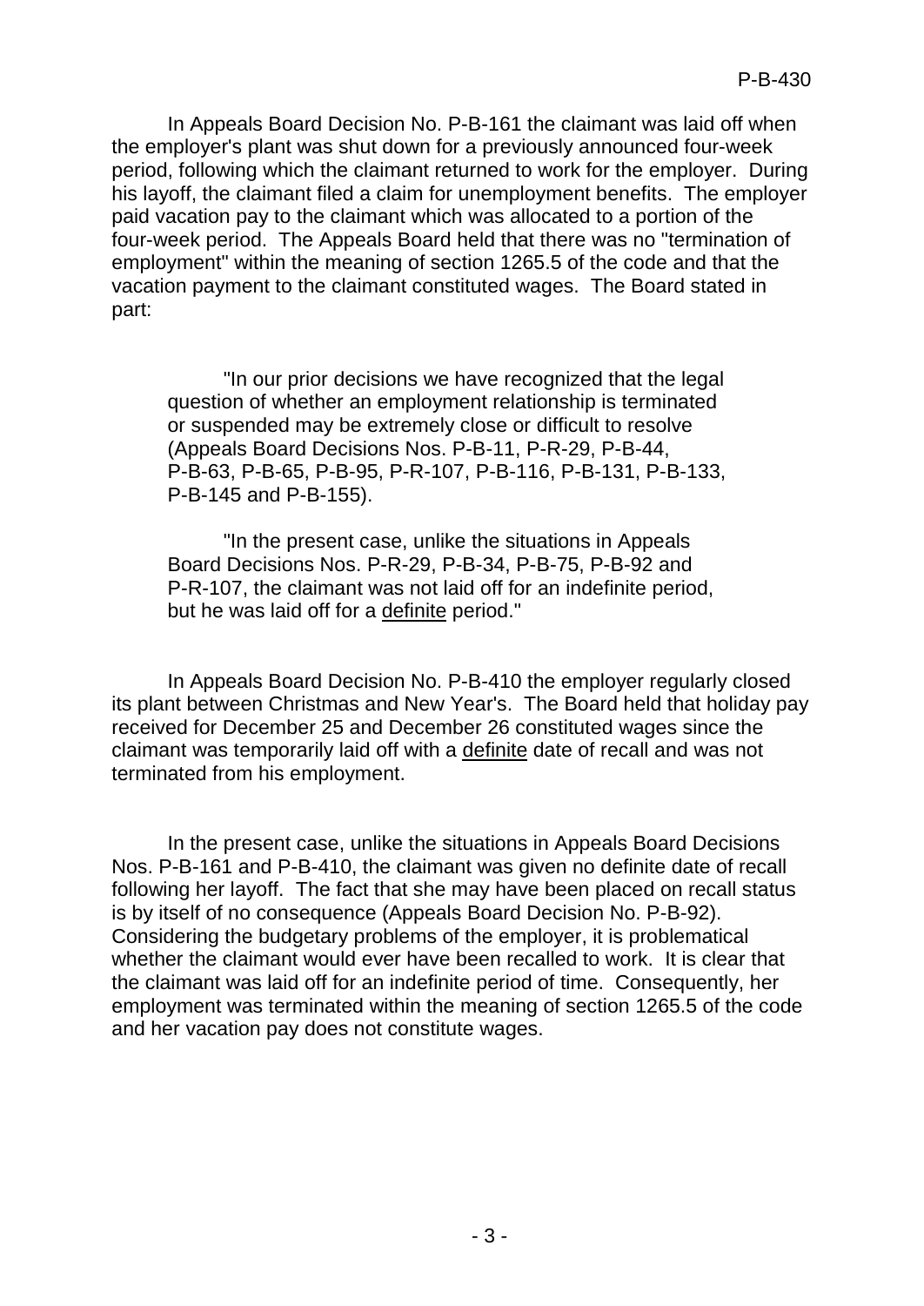In Appeals Board Decision No. P-B-161 the claimant was laid off when the employer's plant was shut down for a previously announced four-week period, following which the claimant returned to work for the employer. During his layoff, the claimant filed a claim for unemployment benefits. The employer paid vacation pay to the claimant which was allocated to a portion of the four-week period. The Appeals Board held that there was no "termination of employment" within the meaning of section 1265.5 of the code and that the vacation payment to the claimant constituted wages. The Board stated in part:

> "In our prior decisions we have recognized that the legal question of whether an employment relationship is terminated or suspended may be extremely close or difficult to resolve (Appeals Board Decisions Nos. P-B-11, P-R-29, P-B-44, P-B-63, P-B-65, P-B-95, P-R-107, P-B-116, P-B-131, P-B-133, P-B-145 and P-B-155).
>
> "In the present case, unlike the situations in Appeals Board Decisions Nos. P-R-29, P-B-34, P-B-75, P-B-92 and P-R-107, the claimant was not laid off for an indefinite period, but he was laid off for a <u>definite</u> period."

In Appeals Board Decision No. P-B-410 the employer regularly closed its plant between Christmas and New Year's. The Board held that holiday pay received for December 25 and December 26 constituted wages since the claimant was temporarily laid off with a <u>definite</u> date of recall and was not terminated from his employment.

In the present case, unlike the situations in Appeals Board Decisions Nos. P-B-161 and P-B-410, the claimant was given no definite date of recall following her layoff. The fact that she may have been placed on recall status is by itself of no consequence (Appeals Board Decision No. P-B-92). Considering the budgetary problems of the employer, it is problematical whether the claimant would ever have been recalled to work. It is clear that the claimant was laid off for an indefinite period of time. Consequently, her employment was terminated within the meaning of section 1265.5 of the code and her vacation pay does not constitute wages.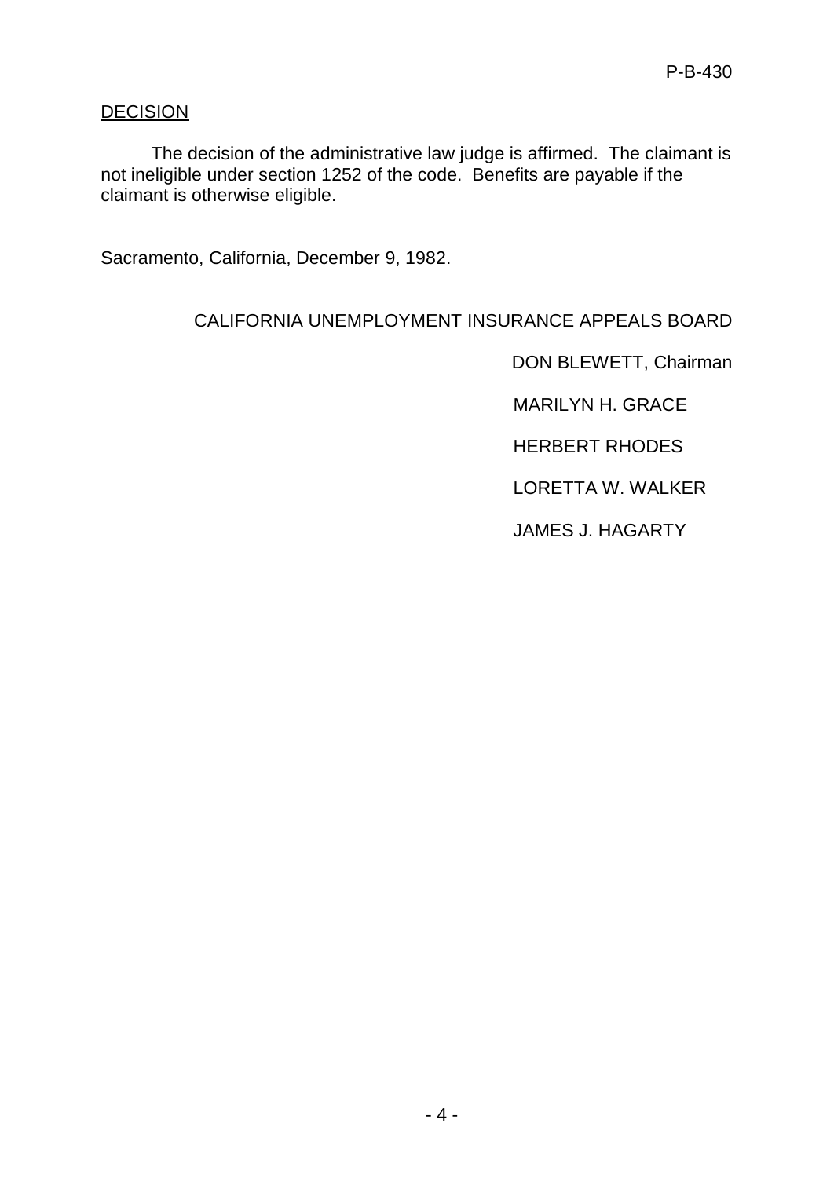## DECISION

The decision of the administrative law judge is affirmed. The claimant is not ineligible under section 1252 of the code. Benefits are payable if the claimant is otherwise eligible.

Sacramento, California, December 9, 1982.

CALIFORNIA UNEMPLOYMENT INSURANCE APPEALS BOARD

DON BLEWETT, Chairman

MARILYN H. GRACE

HERBERT RHODES

LORETTA W. WALKER

JAMES J. HAGARTY